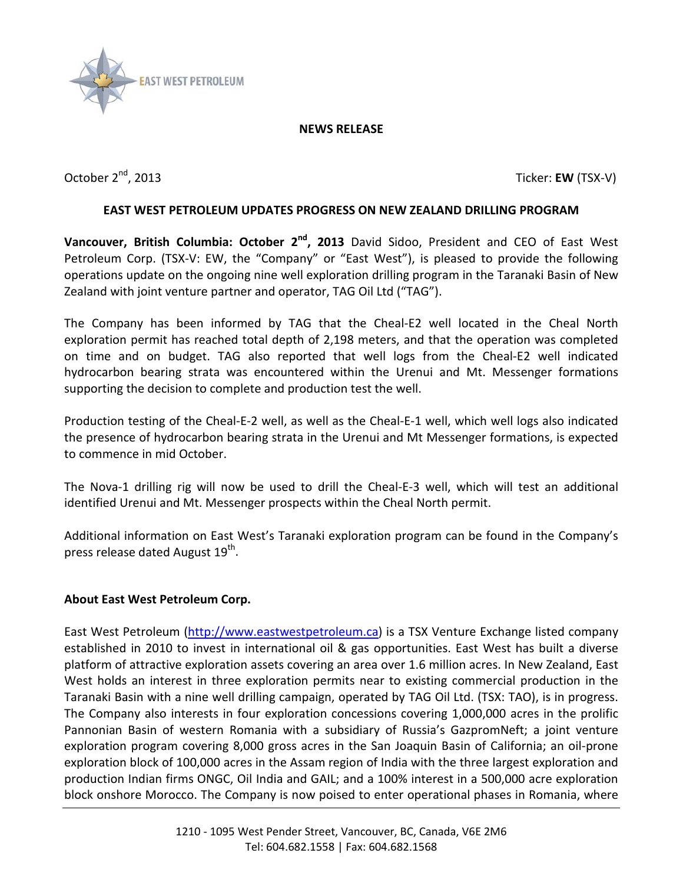EAST WEST PETROLEUM

**NEWS RELEASE**

October 2nd, 2013

Ticker: **EW** (TSX-V)

## EAST WEST PETROLEUM UPDATES PROGRESS ON NEW ZEALAND DRILLING PROGRAM

**Vancouver, British Columbia: October 2nd, 2013** David Sidoo, President and CEO of East West Petroleum Corp. (TSX-V: EW, the "Company" or "East West"), is pleased to provide the following operations update on the ongoing nine well exploration drilling program in the Taranaki Basin of New Zealand with joint venture partner and operator, TAG Oil Ltd ("TAG").

The Company has been informed by TAG that the Cheal-E2 well located in the Cheal North exploration permit has reached total depth of 2,198 meters, and that the operation was completed on time and on budget. TAG also reported that well logs from the Cheal-E2 well indicated hydrocarbon bearing strata was encountered within the Urenui and Mt. Messenger formations supporting the decision to complete and production test the well.

Production testing of the Cheal-E-2 well, as well as the Cheal-E-1 well, which well logs also indicated the presence of hydrocarbon bearing strata in the Urenui and Mt Messenger formations, is expected to commence in mid October.

The Nova-1 drilling rig will now be used to drill the Cheal-E-3 well, which will test an additional identified Urenui and Mt. Messenger prospects within the Cheal North permit.

Additional information on East West's Taranaki exploration program can be found in the Company's press release dated August 19th.

### About East West Petroleum Corp.

East West Petroleum (http://www.eastwestpetroleum.ca) is a TSX Venture Exchange listed company established in 2010 to invest in international oil & gas opportunities. East West has built a diverse platform of attractive exploration assets covering an area over 1.6 million acres. In New Zealand, East West holds an interest in three exploration permits near to existing commercial production in the Taranaki Basin with a nine well drilling campaign, operated by TAG Oil Ltd. (TSX: TAO), is in progress. The Company also interests in four exploration concessions covering 1,000,000 acres in the prolific Pannonian Basin of western Romania with a subsidiary of Russia's GazpromNeft; a joint venture exploration program covering 8,000 gross acres in the San Joaquin Basin of California; an oil-prone exploration block of 100,000 acres in the Assam region of India with the three largest exploration and production Indian firms ONGC, Oil India and GAIL; and a 100% interest in a 500,000 acre exploration block onshore Morocco. The Company is now poised to enter operational phases in Romania, where

1210 - 1095 West Pender Street, Vancouver, BC, Canada, V6E 2M6
Tel: 604.682.1558 | Fax: 604.682.1568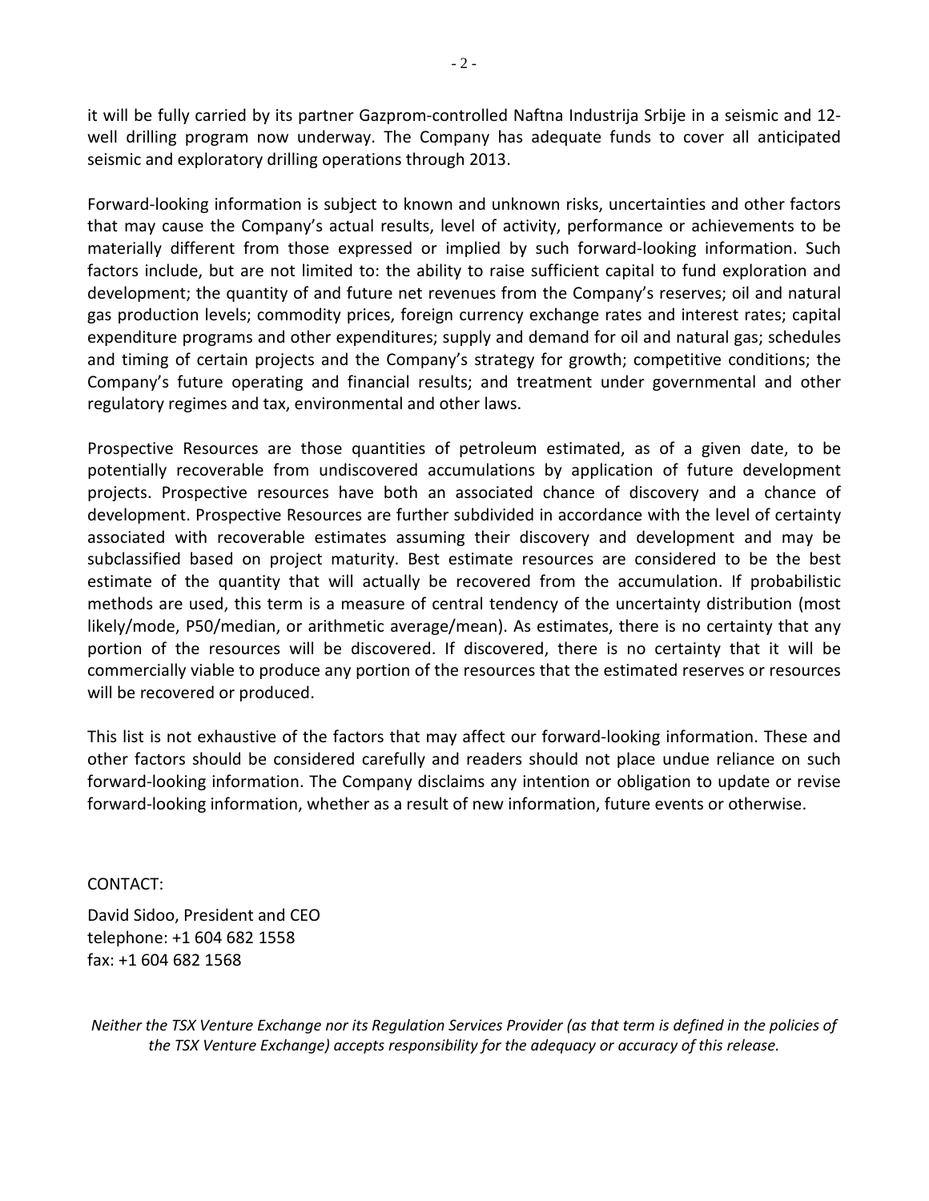it will be fully carried by its partner Gazprom-controlled Naftna Industrija Srbije in a seismic and 12-well drilling program now underway. The Company has adequate funds to cover all anticipated seismic and exploratory drilling operations through 2013.

Forward-looking information is subject to known and unknown risks, uncertainties and other factors that may cause the Company's actual results, level of activity, performance or achievements to be materially different from those expressed or implied by such forward-looking information. Such factors include, but are not limited to: the ability to raise sufficient capital to fund exploration and development; the quantity of and future net revenues from the Company's reserves; oil and natural gas production levels; commodity prices, foreign currency exchange rates and interest rates; capital expenditure programs and other expenditures; supply and demand for oil and natural gas; schedules and timing of certain projects and the Company's strategy for growth; competitive conditions; the Company's future operating and financial results; and treatment under governmental and other regulatory regimes and tax, environmental and other laws.

Prospective Resources are those quantities of petroleum estimated, as of a given date, to be potentially recoverable from undiscovered accumulations by application of future development projects. Prospective resources have both an associated chance of discovery and a chance of development. Prospective Resources are further subdivided in accordance with the level of certainty associated with recoverable estimates assuming their discovery and development and may be subclassified based on project maturity. Best estimate resources are considered to be the best estimate of the quantity that will actually be recovered from the accumulation. If probabilistic methods are used, this term is a measure of central tendency of the uncertainty distribution (most likely/mode, P50/median, or arithmetic average/mean). As estimates, there is no certainty that any portion of the resources will be discovered. If discovered, there is no certainty that it will be commercially viable to produce any portion of the resources that the estimated reserves or resources will be recovered or produced.

This list is not exhaustive of the factors that may affect our forward-looking information. These and other factors should be considered carefully and readers should not place undue reliance on such forward-looking information. The Company disclaims any intention or obligation to update or revise forward-looking information, whether as a result of new information, future events or otherwise.

CONTACT:

David Sidoo, President and CEO
telephone: +1 604 682 1558
fax: +1 604 682 1568

*Neither the TSX Venture Exchange nor its Regulation Services Provider (as that term is defined in the policies of the TSX Venture Exchange) accepts responsibility for the adequacy or accuracy of this release.*